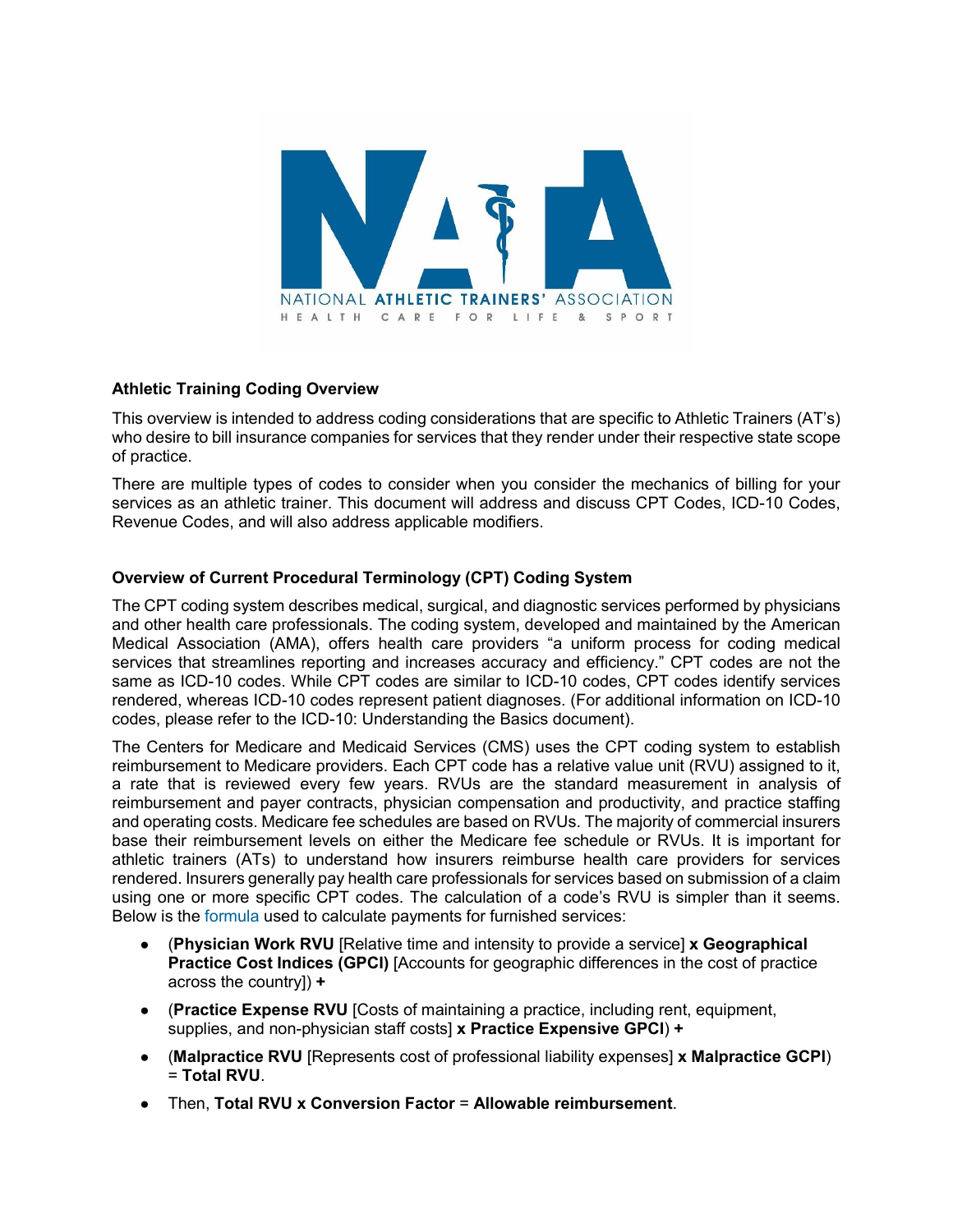NATIONAL ATHLETIC TRAINERS' ASSOCIATION

HEALTH CARE FOR LIFE & SPORT

## Athletic Training Coding Overview

This overview is intended to address coding considerations that are specific to Athletic Trainers (AT's) who desire to bill insurance companies for services that they render under their respective state scope of practice.

There are multiple types of codes to consider when you consider the mechanics of billing for your services as an athletic trainer. This document will address and discuss CPT Codes, ICD-10 Codes, Revenue Codes, and will also address applicable modifiers.

## Overview of Current Procedural Terminology (CPT) Coding System

The CPT coding system describes medical, surgical, and diagnostic services performed by physicians and other health care professionals. The coding system, developed and maintained by the American Medical Association (AMA), offers health care providers "a uniform process for coding medical services that streamlines reporting and increases accuracy and efficiency." CPT codes are not the same as ICD-10 codes. While CPT codes are similar to ICD-10 codes, CPT codes identify services rendered, whereas ICD-10 codes represent patient diagnoses. (For additional information on ICD-10 codes, please refer to the ICD-10: Understanding the Basics document).

The Centers for Medicare and Medicaid Services (CMS) uses the CPT coding system to establish reimbursement to Medicare providers. Each CPT code has a relative value unit (RVU) assigned to it, a rate that is reviewed every few years. RVUs are the standard measurement in analysis of reimbursement and payer contracts, physician compensation and productivity, and practice staffing and operating costs. Medicare fee schedules are based on RVUs. The majority of commercial insurers base their reimbursement levels on either the Medicare fee schedule or RVUs. It is important for athletic trainers (ATs) to understand how insurers reimburse health care providers for services rendered. Insurers generally pay health care professionals for services based on submission of a claim using one or more specific CPT codes. The calculation of a code's RVU is simpler than it seems. Below is the formula used to calculate payments for furnished services:

- (**Physician Work RVU** [Relative time and intensity to provide a service] **x Geographical Practice Cost Indices (GPCI)** [Accounts for geographic differences in the cost of practice across the country]) **+**
- (**Practice Expense RVU** [Costs of maintaining a practice, including rent, equipment, supplies, and non-physician staff costs] **x Practice Expensive GPCI**) **+**
- (**Malpractice RVU** [Represents cost of professional liability expenses] **x Malpractice GCPI**) = **Total RVU**.
- Then, **Total RVU x Conversion Factor** = **Allowable reimbursement**.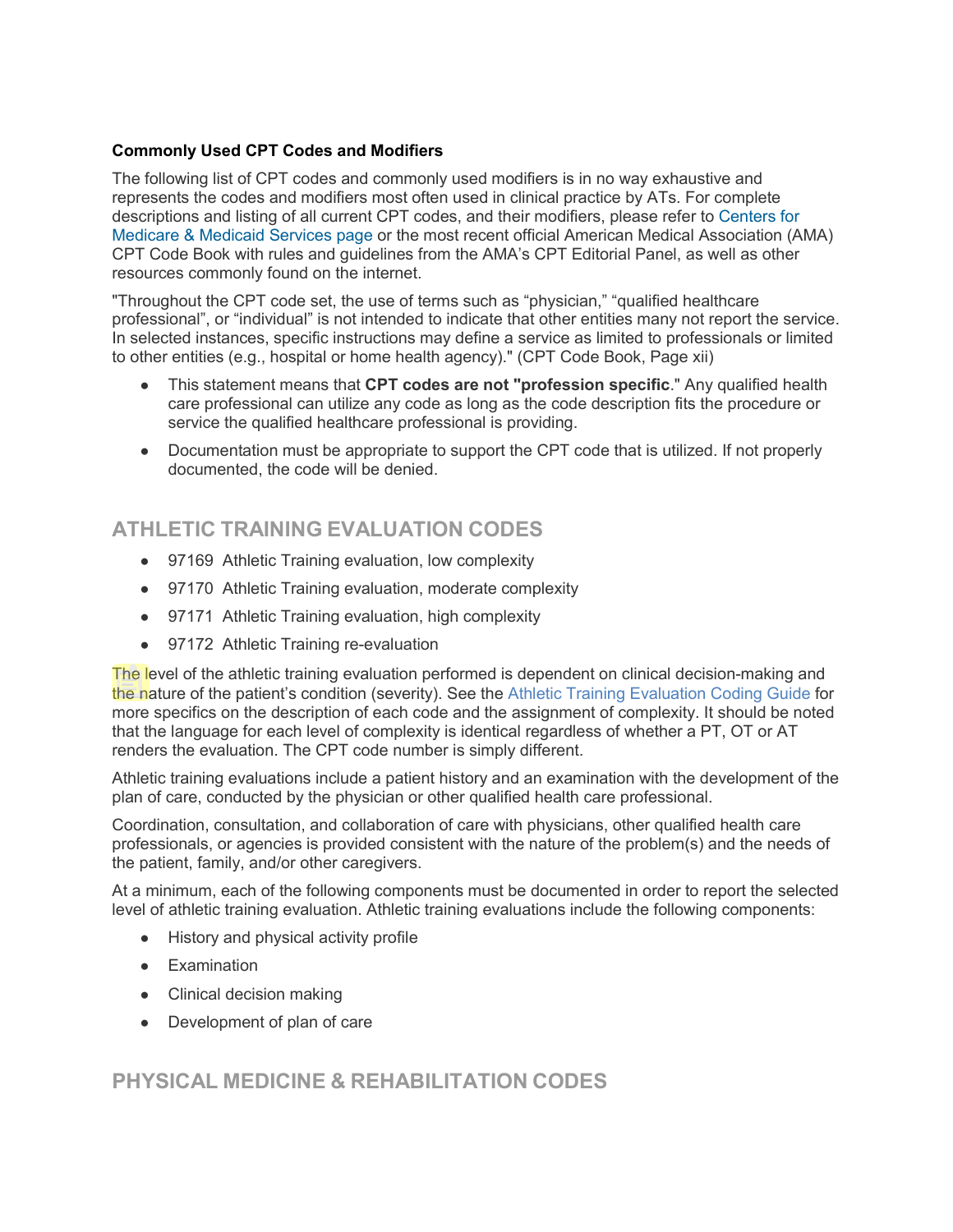**Commonly Used CPT Codes and Modifiers**

The following list of CPT codes and commonly used modifiers is in no way exhaustive and represents the codes and modifiers most often used in clinical practice by ATs. For complete descriptions and listing of all current CPT codes, and their modifiers, please refer to Centers for Medicare & Medicaid Services page or the most recent official American Medical Association (AMA) CPT Code Book with rules and guidelines from the AMA's CPT Editorial Panel, as well as other resources commonly found on the internet.

"Throughout the CPT code set, the use of terms such as "physician," "qualified healthcare professional", or "individual" is not intended to indicate that other entities many not report the service. In selected instances, specific instructions may define a service as limited to professionals or limited to other entities (e.g., hospital or home health agency)." (CPT Code Book, Page xii)

- This statement means that **CPT codes are not "profession specific**." Any qualified health care professional can utilize any code as long as the code description fits the procedure or service the qualified healthcare professional is providing.
- Documentation must be appropriate to support the CPT code that is utilized. If not properly documented, the code will be denied.

## ATHLETIC TRAINING EVALUATION CODES

- 97169 Athletic Training evaluation, low complexity
- 97170 Athletic Training evaluation, moderate complexity
- 97171 Athletic Training evaluation, high complexity
- 97172 Athletic Training re-evaluation

The level of the athletic training evaluation performed is dependent on clinical decision-making and the nature of the patient's condition (severity). See the Athletic Training Evaluation Coding Guide for more specifics on the description of each code and the assignment of complexity. It should be noted that the language for each level of complexity is identical regardless of whether a PT, OT or AT renders the evaluation. The CPT code number is simply different.

Athletic training evaluations include a patient history and an examination with the development of the plan of care, conducted by the physician or other qualified health care professional.

Coordination, consultation, and collaboration of care with physicians, other qualified health care professionals, or agencies is provided consistent with the nature of the problem(s) and the needs of the patient, family, and/or other caregivers.

At a minimum, each of the following components must be documented in order to report the selected level of athletic training evaluation. Athletic training evaluations include the following components:

- History and physical activity profile
- Examination
- Clinical decision making
- Development of plan of care

## PHYSICAL MEDICINE & REHABILITATION CODES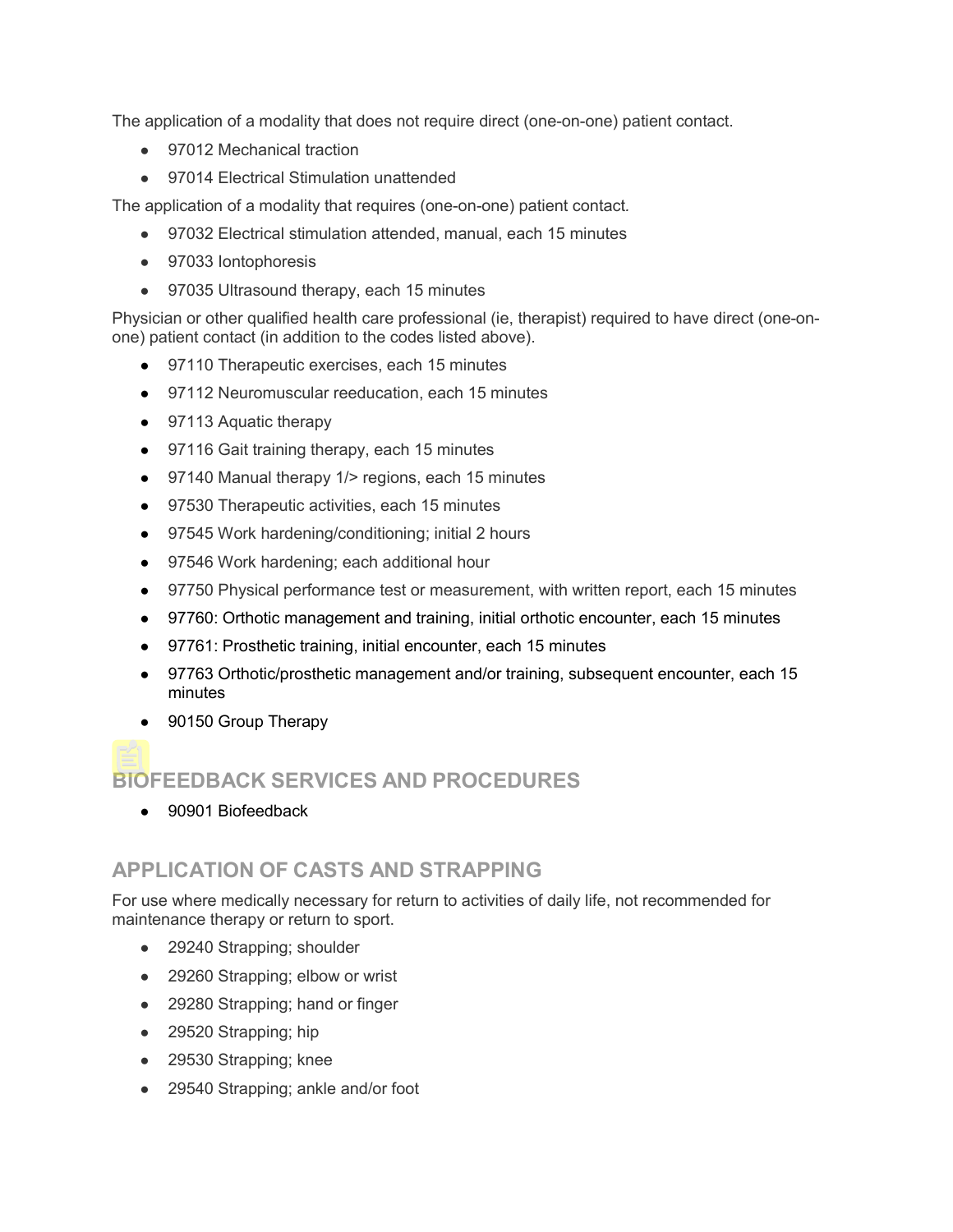The application of a modality that does not require direct (one-on-one) patient contact.

- 97012 Mechanical traction
- 97014 Electrical Stimulation unattended

The application of a modality that requires (one-on-one) patient contact.

- 97032 Electrical stimulation attended, manual, each 15 minutes
- 97033 Iontophoresis
- 97035 Ultrasound therapy, each 15 minutes

Physician or other qualified health care professional (ie, therapist) required to have direct (one-on-one) patient contact (in addition to the codes listed above).

- 97110 Therapeutic exercises, each 15 minutes
- 97112 Neuromuscular reeducation, each 15 minutes
- 97113 Aquatic therapy
- 97116 Gait training therapy, each 15 minutes
- 97140 Manual therapy 1/> regions, each 15 minutes
- 97530 Therapeutic activities, each 15 minutes
- 97545 Work hardening/conditioning; initial 2 hours
- 97546 Work hardening; each additional hour
- 97750 Physical performance test or measurement, with written report, each 15 minutes
- 97760: Orthotic management and training, initial orthotic encounter, each 15 minutes
- 97761: Prosthetic training, initial encounter, each 15 minutes
- 97763 Orthotic/prosthetic management and/or training, subsequent encounter, each 15 minutes
- 90150 Group Therapy

## BIOFEEDBACK SERVICES AND PROCEDURES

- 90901 Biofeedback

## APPLICATION OF CASTS AND STRAPPING

For use where medically necessary for return to activities of daily life, not recommended for maintenance therapy or return to sport.

- 29240 Strapping; shoulder
- 29260 Strapping; elbow or wrist
- 29280 Strapping; hand or finger
- 29520 Strapping; hip
- 29530 Strapping; knee
- 29540 Strapping; ankle and/or foot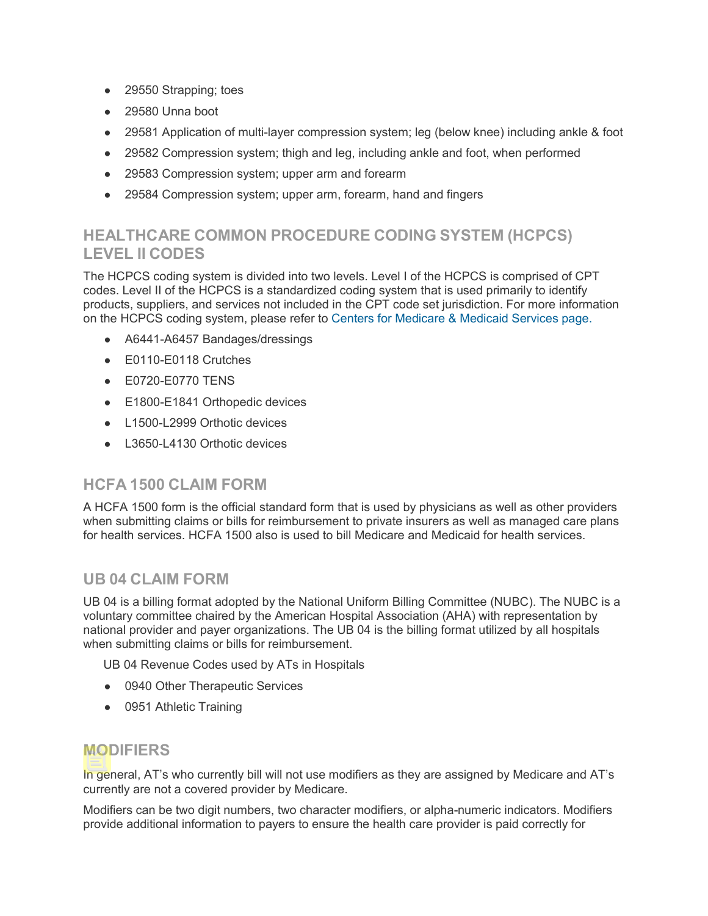- 29550 Strapping; toes
- 29580 Unna boot
- 29581 Application of multi-layer compression system; leg (below knee) including ankle & foot
- 29582 Compression system; thigh and leg, including ankle and foot, when performed
- 29583 Compression system; upper arm and forearm
- 29584 Compression system; upper arm, forearm, hand and fingers

## HEALTHCARE COMMON PROCEDURE CODING SYSTEM (HCPCS) LEVEL II CODES

The HCPCS coding system is divided into two levels. Level I of the HCPCS is comprised of CPT codes. Level II of the HCPCS is a standardized coding system that is used primarily to identify products, suppliers, and services not included in the CPT code set jurisdiction. For more information on the HCPCS coding system, please refer to Centers for Medicare & Medicaid Services page.

- A6441-A6457 Bandages/dressings
- E0110-E0118 Crutches
- E0720-E0770 TENS
- E1800-E1841 Orthopedic devices
- L1500-L2999 Orthotic devices
- L3650-L4130 Orthotic devices

## HCFA 1500 CLAIM FORM

A HCFA 1500 form is the official standard form that is used by physicians as well as other providers when submitting claims or bills for reimbursement to private insurers as well as managed care plans for health services. HCFA 1500 also is used to bill Medicare and Medicaid for health services.

## UB 04 CLAIM FORM

UB 04 is a billing format adopted by the National Uniform Billing Committee (NUBC). The NUBC is a voluntary committee chaired by the American Hospital Association (AHA) with representation by national provider and payer organizations. The UB 04 is the billing format utilized by all hospitals when submitting claims or bills for reimbursement.

UB 04 Revenue Codes used by ATs in Hospitals

- 0940 Other Therapeutic Services
- 0951 Athletic Training

## MODIFIERS

In general, AT's who currently bill will not use modifiers as they are assigned by Medicare and AT's currently are not a covered provider by Medicare.

Modifiers can be two digit numbers, two character modifiers, or alpha-numeric indicators. Modifiers provide additional information to payers to ensure the health care provider is paid correctly for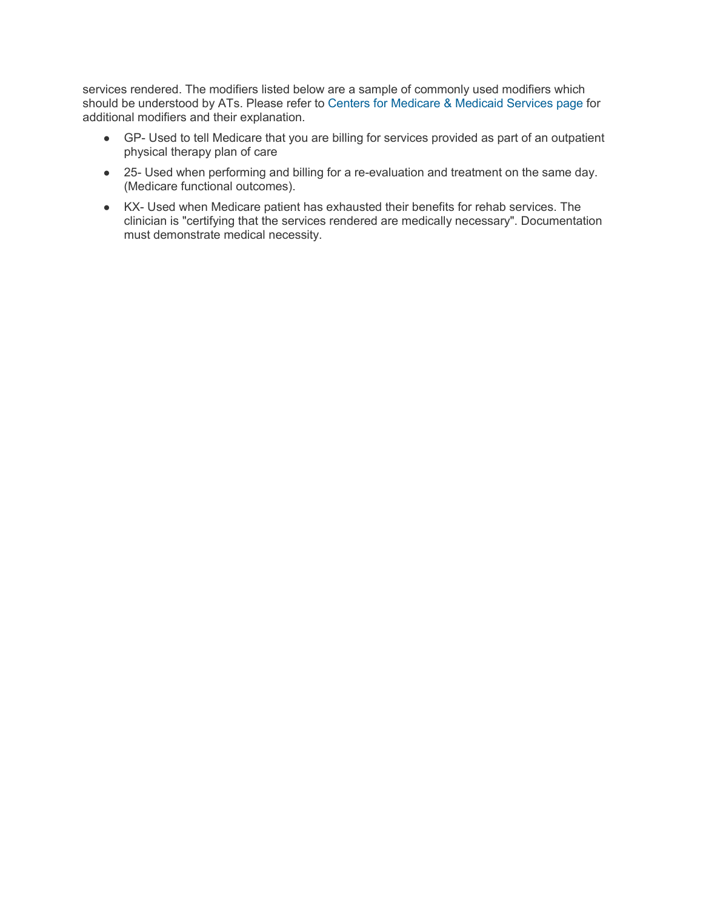services rendered. The modifiers listed below are a sample of commonly used modifiers which should be understood by ATs. Please refer to Centers for Medicare & Medicaid Services page for additional modifiers and their explanation.

- GP- Used to tell Medicare that you are billing for services provided as part of an outpatient physical therapy plan of care
- 25- Used when performing and billing for a re-evaluation and treatment on the same day. (Medicare functional outcomes).
- KX- Used when Medicare patient has exhausted their benefits for rehab services. The clinician is "certifying that the services rendered are medically necessary". Documentation must demonstrate medical necessity.